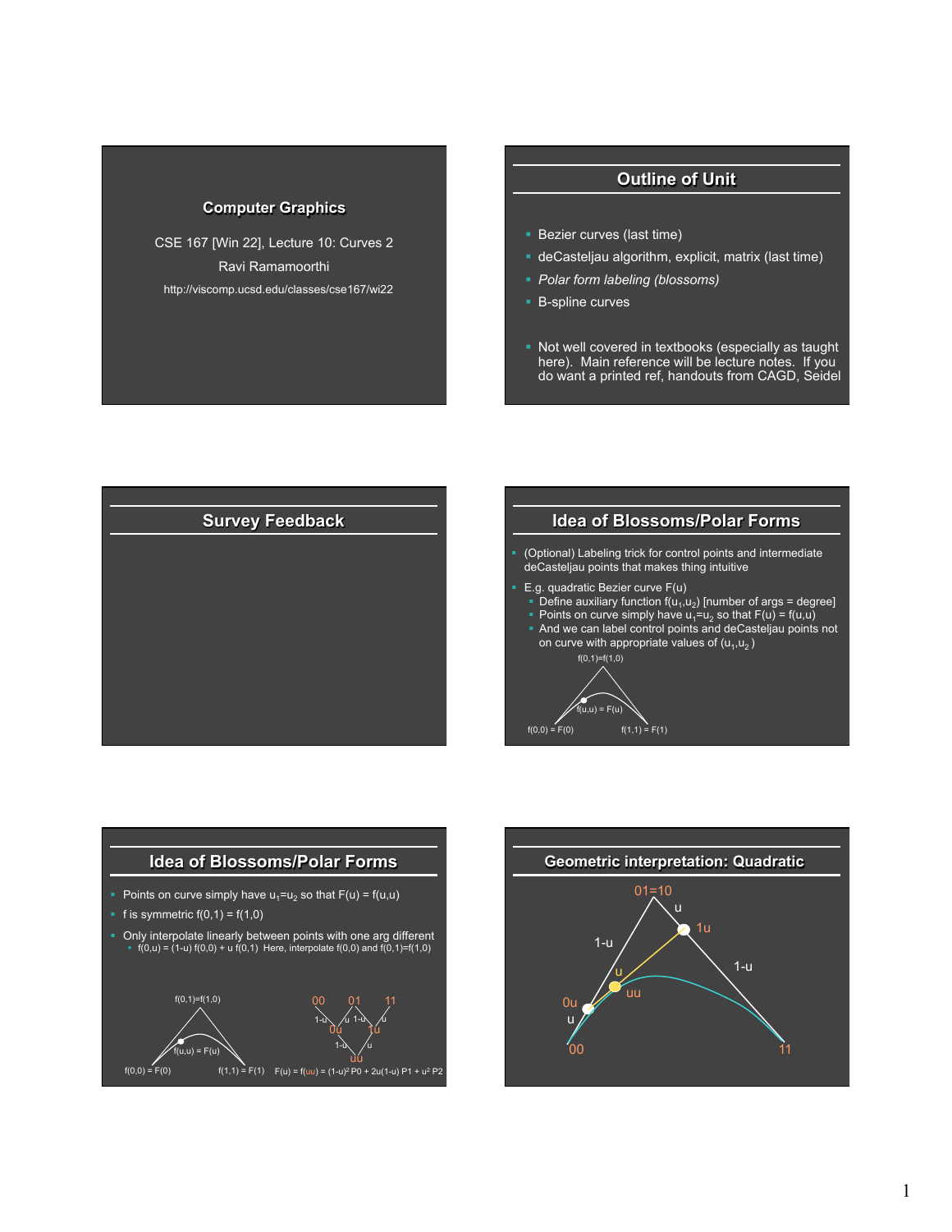## Computer Graphics

CSE 167 [Win 22], Lecture 10: Curves 2

Ravi Ramamoorthi

http://viscomp.ucsd.edu/classes/cse167/wi22

## Outline of Unit

- Bezier curves (last time)
- deCasteljau algorithm, explicit, matrix (last time)
- *Polar form labeling (blossoms)*
- B-spline curves
- Not well covered in textbooks (especially as taught here). Main reference will be lecture notes. If you do want a printed ref, handouts from CAGD, Seidel

## Survey Feedback

## Idea of Blossoms/Polar Forms

- (Optional) Labeling trick for control points and intermediate deCasteljau points that makes thing intuitive
- E.g. quadratic Bezier curve F(u)
  - Define auxiliary function $f(u_1,u_2)$ [number of args = degree]
  - Points on curve simply have $u_1=u_2$ so that $F(u) = f(u,u)$
  - And we can label control points and deCasteljau points not on curve with appropriate values of $(u_1,u_2)$

f(0,1)=f(1,0)

f(u,u) = F(u)

f(0,0) = F(0)    f(1,1) = F(1)

## Idea of Blossoms/Polar Forms

- Points on curve simply have $u_1=u_2$ so that $F(u) = f(u,u)$
- f is symmetric f(0,1) = f(1,0)
- Only interpolate linearly between points with one arg different
  - $f(0,u) = (1-u)\, f(0,0) + u\, f(0,1)$ Here, interpolate f(0,0) and f(0,1)=f(1,0)

f(0,1)=f(1,0)

f(u,u) = F(u)

f(0,0) = F(0)    f(1,1) = F(1)

00  01  11
1-u  u  1-u  u
0u  1u
1-u  u
uu

$F(u) = f(uu) = (1-u)^2\, P0 + 2u(1-u)\, P1 + u^2\, P2$

## Geometric interpretation: Quadratic

01=10

u  1u

1-u  1-u

u  uu

0u

u

00  11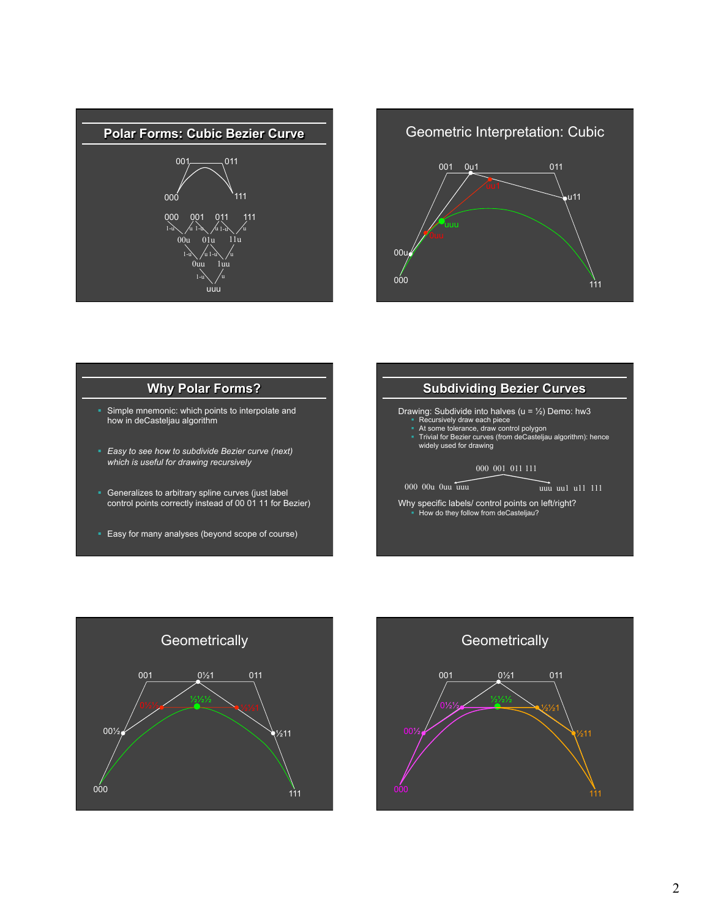## Polar Forms: Cubic Bezier Curve

001 011

000 111

000 001 011 111

1-u u 1-u u 1-u u

00u 01u 11u

1-u u 1-u u

0uu 1uu

1-u u

uuu

## Geometric Interpretation: Cubic

001 0u1 011

uu1

u11

uuu

0uu

00u

000 111

## Why Polar Forms?

- Simple mnemonic: which points to interpolate and how in deCasteljau algorithm
- *Easy to see how to subdivide Bezier curve (next) which is useful for drawing recursively*
- Generalizes to arbitrary spline curves (just label control points correctly instead of 00 01 11 for Bezier)
- Easy for many analyses (beyond scope of course)

## Subdividing Bezier Curves

Drawing: Subdivide into halves (u = ½) Demo: hw3

- Recursively draw each piece
- At some tolerance, draw control polygon
- Trivial for Bezier curves (from deCasteljau algorithm): hence widely used for drawing

000 001 011 111

000 00u 0uu uuu    uuu uu1 u11 111

Why specific labels/ control points on left/right?

- How do they follow from deCasteljau?

## Geometrically

001 0½1 011

0½½ ½½½ ½½1

00½ ½11

000 111

## Geometrically

001 0½1 011

0½½ ½½½ ½½1

00½ ½11

000 111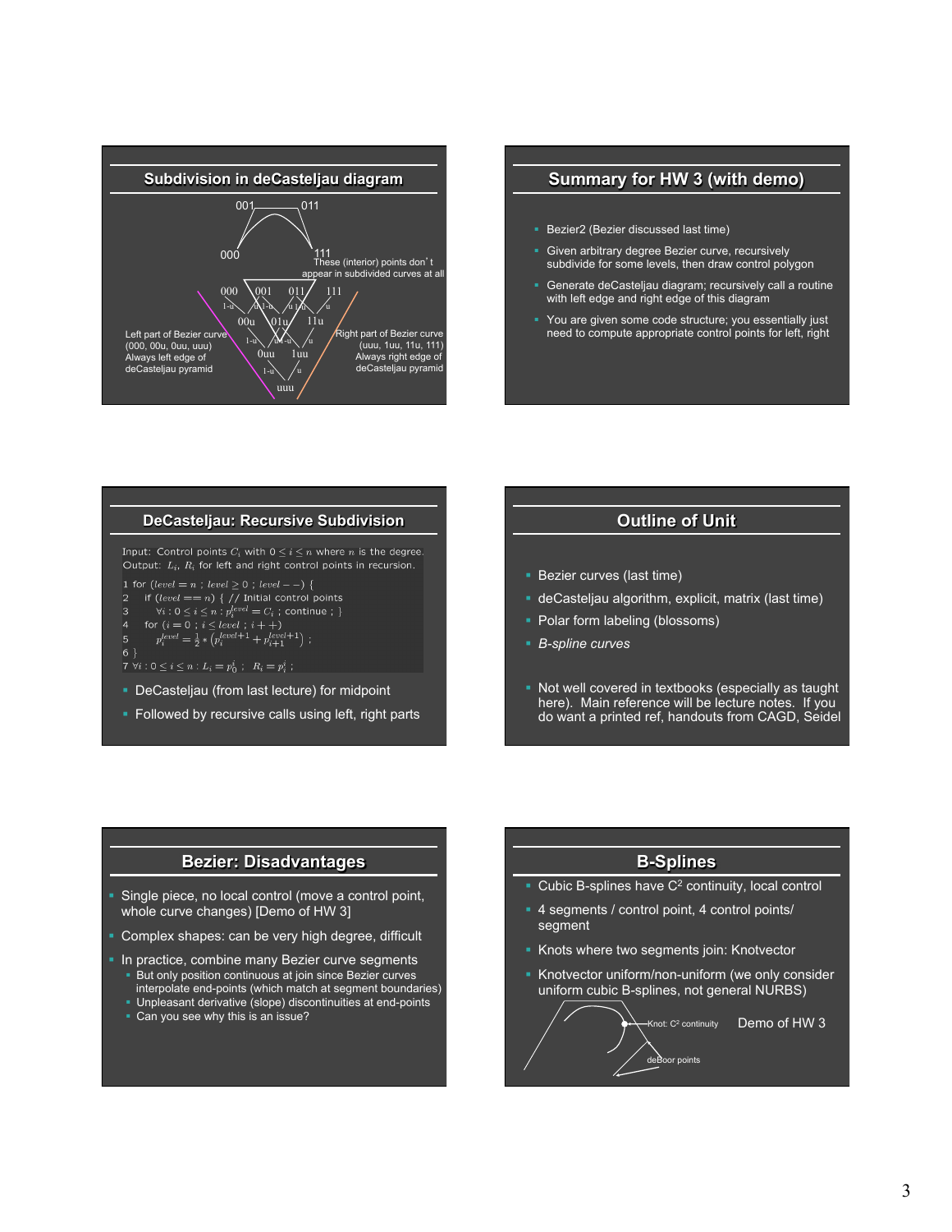## Subdivision in deCasteljau diagram

001 011

000 111

These (interior) points don't appear in subdivided curves at all

000 001 011 111

00u 01u 11u

0uu 1uu

uuu

Left part of Bezier curve (000, 00u, 0uu, uuu) Always left edge of deCasteljau pyramid

Right part of Bezier curve (uuu, 1uu, 11u, 111) Always right edge of deCasteljau pyramid

## Summary for HW 3 (with demo)

- Bezier2 (Bezier discussed last time)
- Given arbitrary degree Bezier curve, recursively subdivide for some levels, then draw control polygon
- Generate deCasteljau diagram; recursively call a routine with left edge and right edge of this diagram
- You are given some code structure; you essentially just need to compute appropriate control points for left, right

## DeCasteljau: Recursive Subdivision

Input: Control points $C_i$ with $0 \le i \le n$ where $n$ is the degree.
Output: $L_i$, $R_i$ for left and right control points in recursion.

1 for ($level = n$ ; $level \ge 0$ ; $level --$) {
2 &nbsp;&nbsp;if ($level == n$) { // Initial control points
3 &nbsp;&nbsp;&nbsp;&nbsp;$\forall i : 0 \le i \le n : p_i^{level} = C_i$ ; continue ; }
4 &nbsp;&nbsp;for ($i = 0$ ; $i \le level$ ; $i++$)
5 &nbsp;&nbsp;&nbsp;&nbsp;$p_i^{level} = \frac{1}{2} * \left(p_i^{level+1} + p_{i+1}^{level+1}\right)$ ;
6 }
7 $\forall i : 0 \le i \le n : L_i = p_0^i$ ; $R_i = p_i^i$ ;

- DeCasteljau (from last lecture) for midpoint
- Followed by recursive calls using left, right parts

## Outline of Unit

- Bezier curves (last time)
- deCasteljau algorithm, explicit, matrix (last time)
- Polar form labeling (blossoms)
- *B-spline curves*

- Not well covered in textbooks (especially as taught here). Main reference will be lecture notes. If you do want a printed ref, handouts from CAGD, Seidel

## Bezier: Disadvantages

- Single piece, no local control (move a control point, whole curve changes) [Demo of HW 3]
- Complex shapes: can be very high degree, difficult
- In practice, combine many Bezier curve segments
  - But only position continuous at join since Bezier curves interpolate end-points (which match at segment boundaries)
  - Unpleasant derivative (slope) discontinuities at end-points
  - Can you see why this is an issue?

## B-Splines

- Cubic B-splines have $C^2$ continuity, local control
- 4 segments / control point, 4 control points/ segment
- Knots where two segments join: Knotvector
- Knotvector uniform/non-uniform (we only consider uniform cubic B-splines, not general NURBS)

Knot: $C^2$ continuity

deBoor points

Demo of HW 3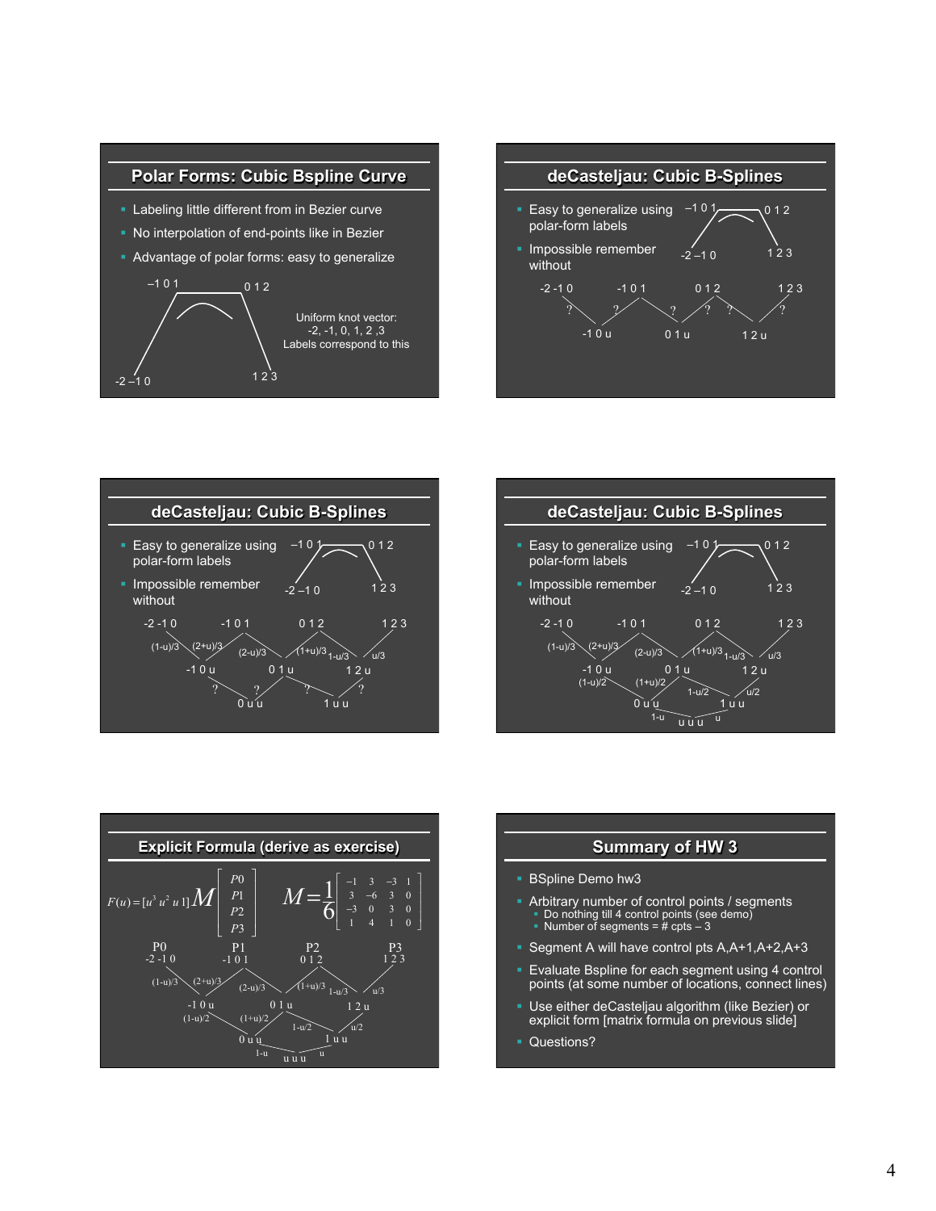## Polar Forms: Cubic Bspline Curve

- Labeling little different from in Bezier curve
- No interpolation of end-points like in Bezier
- Advantage of polar forms: easy to generalize

–1 0 1

0 1 2

-2 –1 0

1 2 3

Uniform knot vector:
-2, -1, 0, 1, 2 ,3
Labels correspond to this

## deCasteljau: Cubic B-Splines

- Easy to generalize using polar-form labels
- Impossible remember without

–1 0 1

0 1 2

-2 –1 0

1 2 3

-2 -1 0    -1 0 1    0 1 2    1 2 3

? ? ? ? ? ?

-1 0 u    0 1 u    1 2 u

## deCasteljau: Cubic B-Splines

- Easy to generalize using polar-form labels
- Impossible remember without

–1 0 1

0 1 2

-2 –1 0

1 2 3

-2 -1 0    -1 0 1    0 1 2    1 2 3

(1-u)/3    (2+u)/3    (2-u)/3    (1+u)/3    1-u/3    u/3

-1 0 u    0 1 u    1 2 u

? ? ? ?

0 u u    1 u u

## deCasteljau: Cubic B-Splines

- Easy to generalize using polar-form labels
- Impossible remember without

–1 0 1

0 1 2

-2 –1 0

1 2 3

-2 -1 0    -1 0 1    0 1 2    1 2 3

(1-u)/3    (2+u)/3    (2-u)/3    (1+u)/3    1-u/3    u/3

-1 0 u    0 1 u    1 2 u

(1-u)/2    (1+u)/2    1-u/2    u/2

0 u u    1 u u

1-u    u

u u u

## Explicit Formula (derive as exercise)

$$F(u) = [u^3\ u^2\ u\ 1]\, M \begin{bmatrix} P0 \\ P1 \\ P2 \\ P3 \end{bmatrix} \qquad M = \frac{1}{6}\begin{bmatrix} -1 & 3 & -3 & 1 \\ 3 & -6 & 3 & 0 \\ -3 & 0 & 3 & 0 \\ 1 & 4 & 1 & 0 \end{bmatrix}$$

P0    P1    P2    P3

-2 -1 0    -1 0 1    0 1 2    1 2 3

(1-u)/3    (2+u)/3    (2-u)/3    (1+u)/3    1-u/3    u/3

-1 0 u    0 1 u    1 2 u

(1-u)/2    (1+u)/2    1-u/2    u/2

0 u u    1 u u

1-u    u

u u u

## Summary of HW 3

- BSpline Demo hw3
- Arbitrary number of control points / segments
  - Do nothing till 4 control points (see demo)
  - Number of segments = # cpts – 3
- Segment A will have control pts A,A+1,A+2,A+3
- Evaluate Bspline for each segment using 4 control points (at some number of locations, connect lines)
- Use either deCasteljau algorithm (like Bezier) or explicit form [matrix formula on previous slide]
- Questions?